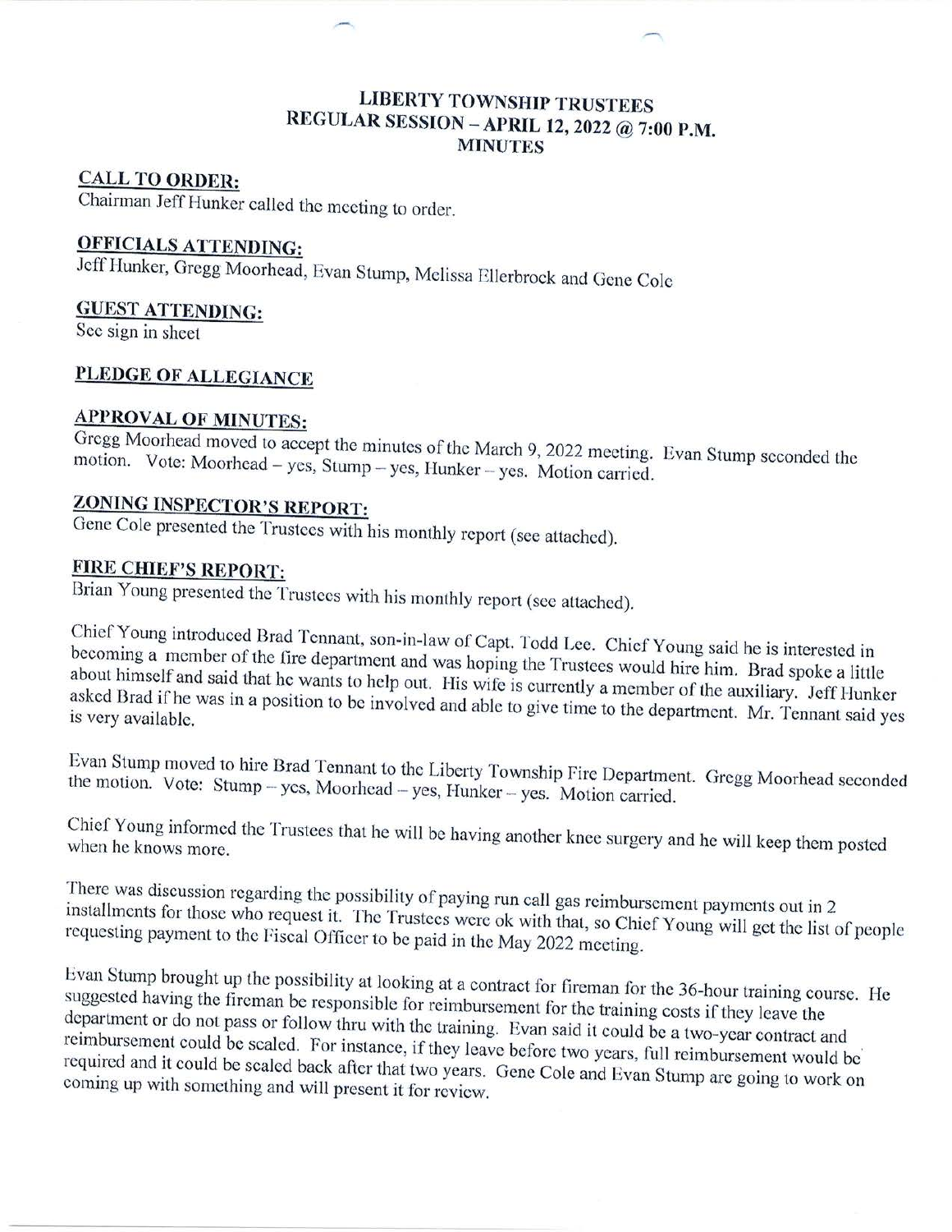# LIBERTY TOWNSHIP TRUSTEES
## REGULAR SESSION – APRIL 12, 2022 @ 7:00 P.M.
## MINUTES

**CALL TO ORDER:**
Chairman Jeff Hunker called the meeting to order.

**OFFICIALS ATTENDING:**
Jeff Hunker, Gregg Moorhead, Evan Stump, Melissa Ellerbrock and Gene Cole

**GUEST ATTENDING:**
See sign in sheet

**PLEDGE OF ALLEGIANCE**

**APPROVAL OF MINUTES:**
Gregg Moorhead moved to accept the minutes of the March 9, 2022 meeting. Evan Stump seconded the motion. Vote: Moorhead – yes, Stump – yes, Hunker – yes. Motion carried.

**ZONING INSPECTOR'S REPORT:**
Gene Cole presented the Trustees with his monthly report (see attached).

**FIRE CHIEF'S REPORT:**
Brian Young presented the Trustees with his monthly report (see attached).

Chief Young introduced Brad Tennant, son-in-law of Capt. Todd Lee. Chief Young said he is interested in becoming a member of the fire department and was hoping the Trustees would hire him. Brad spoke a little about himself and said that he wants to help out. His wife is currently a member of the auxiliary. Jeff Hunker asked Brad if he was in a position to be involved and able to give time to the department. Mr. Tennant said yes is very available.

Evan Stump moved to hire Brad Tennant to the Liberty Township Fire Department. Gregg Moorhead seconded the motion. Vote: Stump – yes, Moorhead – yes, Hunker – yes. Motion carried.

Chief Young informed the Trustees that he will be having another knee surgery and he will keep them posted when he knows more.

There was discussion regarding the possibility of paying run call gas reimbursement payments out in 2 installments for those who request it. The Trustees were ok with that, so Chief Young will get the list of people requesting payment to the Fiscal Officer to be paid in the May 2022 meeting.

Evan Stump brought up the possibility at looking at a contract for fireman for the 36-hour training course. He suggested having the fireman be responsible for reimbursement for the training costs if they leave the department or do not pass or follow thru with the training. Evan said it could be a two-year contract and reimbursement could be scaled. For instance, if they leave before two years, full reimbursement would be required and it could be scaled back after that two years. Gene Cole and Evan Stump are going to work on coming up with something and will present it for review.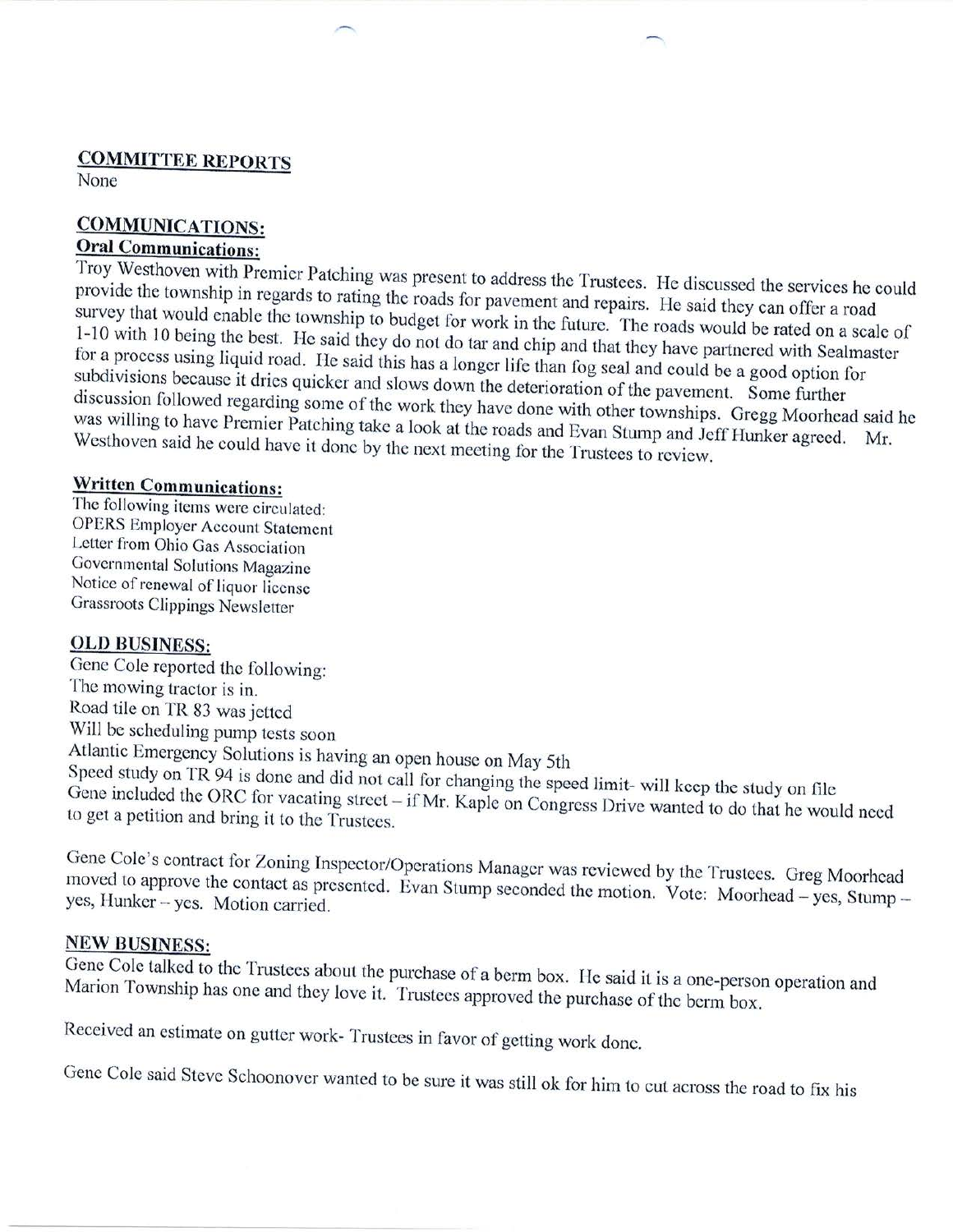**COMMITTEE REPORTS**
None

**COMMUNICATIONS:**
**Oral Communications:**
Troy Westhoven with Premier Patching was present to address the Trustees. He discussed the services he could provide the township in regards to rating the roads for pavement and repairs. He said they can offer a road survey that would enable the township to budget for work in the future. The roads would be rated on a scale of 1-10 with 10 being the best. He said they do not do tar and chip and that they have partnered with Sealmaster for a process using liquid road. He said this has a longer life than fog seal and could be a good option for subdivisions because it dries quicker and slows down the deterioration of the pavement. Some further discussion followed regarding some of the work they have done with other townships. Gregg Moorhead said he was willing to have Premier Patching take a look at the roads and Evan Stump and Jeff Hunker agreed. Mr. Westhoven said he could have it done by the next meeting for the Trustees to review.

**Written Communications:**
The following items were circulated:
OPERS Employer Account Statement
Letter from Ohio Gas Association
Governmental Solutions Magazine
Notice of renewal of liquor license
Grassroots Clippings Newsletter

**OLD BUSINESS:**
Gene Cole reported the following:
The mowing tractor is in.
Road tile on TR 83 was jetted
Will be scheduling pump tests soon
Atlantic Emergency Solutions is having an open house on May 5th
Speed study on TR 94 is done and did not call for changing the speed limit- will keep the study on file
Gene included the ORC for vacating street – if Mr. Kaple on Congress Drive wanted to do that he would need to get a petition and bring it to the Trustees.

Gene Cole's contract for Zoning Inspector/Operations Manager was reviewed by the Trustees. Greg Moorhead moved to approve the contact as presented. Evan Stump seconded the motion. Vote: Moorhead – yes, Stump – yes, Hunker – yes. Motion carried.

**NEW BUSINESS:**
Gene Cole talked to the Trustees about the purchase of a berm box. He said it is a one-person operation and Marion Township has one and they love it. Trustees approved the purchase of the berm box.

Received an estimate on gutter work- Trustees in favor of getting work done.

Gene Cole said Steve Schoonover wanted to be sure it was still ok for him to cut across the road to fix his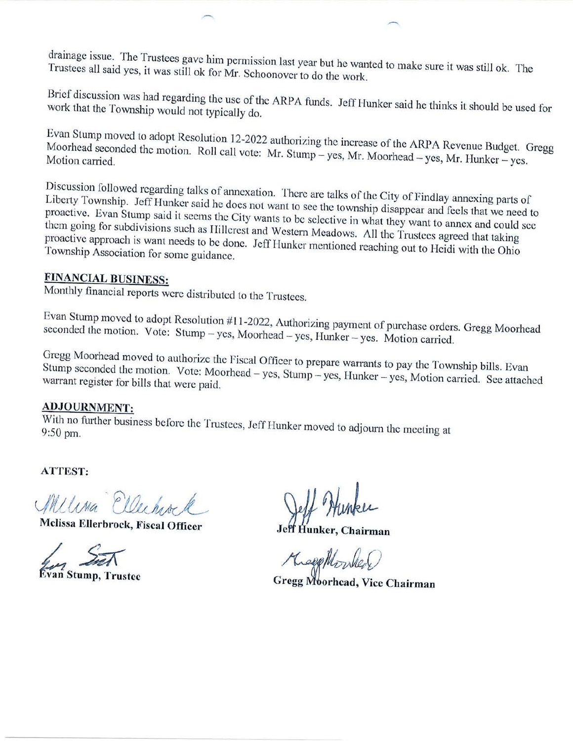drainage issue. The Trustees gave him permission last year but he wanted to make sure it was still ok. The Trustees all said yes, it was still ok for Mr. Schoonover to do the work.

Brief discussion was had regarding the use of the ARPA funds. Jeff Hunker said he thinks it should be used for work that the Township would not typically do.

Evan Stump moved to adopt Resolution 12-2022 authorizing the increase of the ARPA Revenue Budget. Gregg Moorhead seconded the motion. Roll call vote: Mr. Stump – yes, Mr. Moorhead – yes, Mr. Hunker – yes. Motion carried.

Discussion followed regarding talks of annexation. There are talks of the City of Findlay annexing parts of Liberty Township. Jeff Hunker said he does not want to see the township disappear and feels that we need to proactive. Evan Stump said it seems the City wants to be selective in what they want to annex and could see them going for subdivisions such as Hillcrest and Western Meadows. All the Trustees agreed that taking proactive approach is want needs to be done. Jeff Hunker mentioned reaching out to Heidi with the Ohio Township Association for some guidance.

**FINANCIAL BUSINESS:**

Monthly financial reports were distributed to the Trustees.

Evan Stump moved to adopt Resolution #11-2022, Authorizing payment of purchase orders. Gregg Moorhead seconded the motion. Vote: Stump – yes, Moorhead – yes, Hunker – yes. Motion carried.

Gregg Moorhead moved to authorize the Fiscal Officer to prepare warrants to pay the Township bills. Evan Stump seconded the motion. Vote: Moorhead – yes, Stump – yes, Hunker – yes, Motion carried. See attached warrant register for bills that were paid.

**ADJOURNMENT:**

With no further business before the Trustees, Jeff Hunker moved to adjourn the meeting at 9:50 pm.

**ATTEST:**

**Melissa Ellerbrock, Fiscal Officer**

**Jeff Hunker, Chairman**

**Evan Stump, Trustee**

**Gregg Moorhead, Vice Chairman**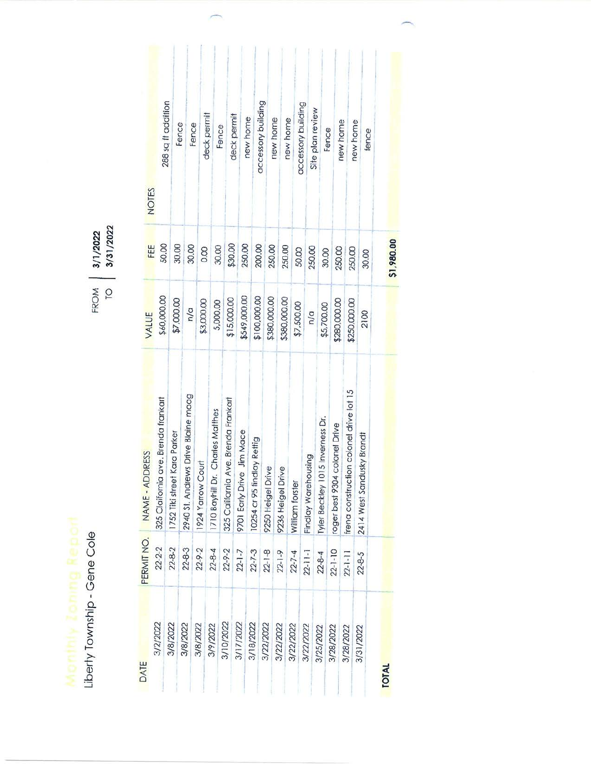# Monthly Zoning Report

Liberty Township - Gene Cole

FROM 3/1/2022
TO 3/31/2022

| DATE | PERMIT NO. | NAME - ADDRESS | VALUE | FEE | NOTES |
|---|---|---|---|---|---|
| 3/2/2022 | 22-2-2 | 325 Claifornia ave. Brenda frankart | $60,000.00 | 50.00 | 288 sq ft addition |
| 3/8/2022 | 22-8-2 | 1752 Tiki street Kara Parker | $7,000.00 | 30.00 | Fence |
| 3/8/2022 | 22-8-3 | 2940 St. Andrews Drive Blaine maag | n/a | 30.00 | Fence |
| 3/8/2022 | 22-9-2 | 1924 Yarrow Court | $3,000.00 | 0.00 | deck permit |
| 3/9/2022 | 22-8-4 | 1710 Bayhill Dr. Charles Matthes | 5,000.00 | 30.00 | Fence |
| 3/10/2022 | 22-9-2 | 325 California Ave. Brenda Frankart | $15,000.00 | $30.00 | deck permit |
| 3/17/2022 | 22-1-7 | 9701 Early Drive Jim Mace | $549,000.00 | 250.00 | new home |
| 3/18/2022 | 22-7-3 | 10254 cr 95 findlay Rettig | $100,000.00 | 200.00 | accessory building |
| 3/22/2022 | 22-1-8 | 9250 Heigel Drive | $380,000.00 | 250.00 | new home |
| 3/22/2022 | 22-1-9 | 9236 Heigel Drive | $380,000.00 | 250.00 | new home |
| 3/22/2022 | 22-7-4 | William forster | $7,500.00 | 50.00 | accessory building |
| 3/22/2022 | 22-11-1 | Findlay Warehousing | n/a | 250.00 | Site plan review |
| 3/25/2022 | 22-8-4 | Tyler Beckley 1015 Inverness Dr. | $5,700.00 | 30.00 | Fence |
| 3/28/2022 | 22-1-10 | roger best 9304 colonel Drive | $280,000.00 | 250.00 | new home |
| 3/28/2022 | 22-1-11 | frena construction colonel drive lot 15 | $250,000.00 | 250.00 | new home |
| 3/31/2022 | 22-8-5 | 2414 West Sandusky Brandt | 2100 | 30.00 | fence |
| **TOTAL** | | | | **$1,980.00** | |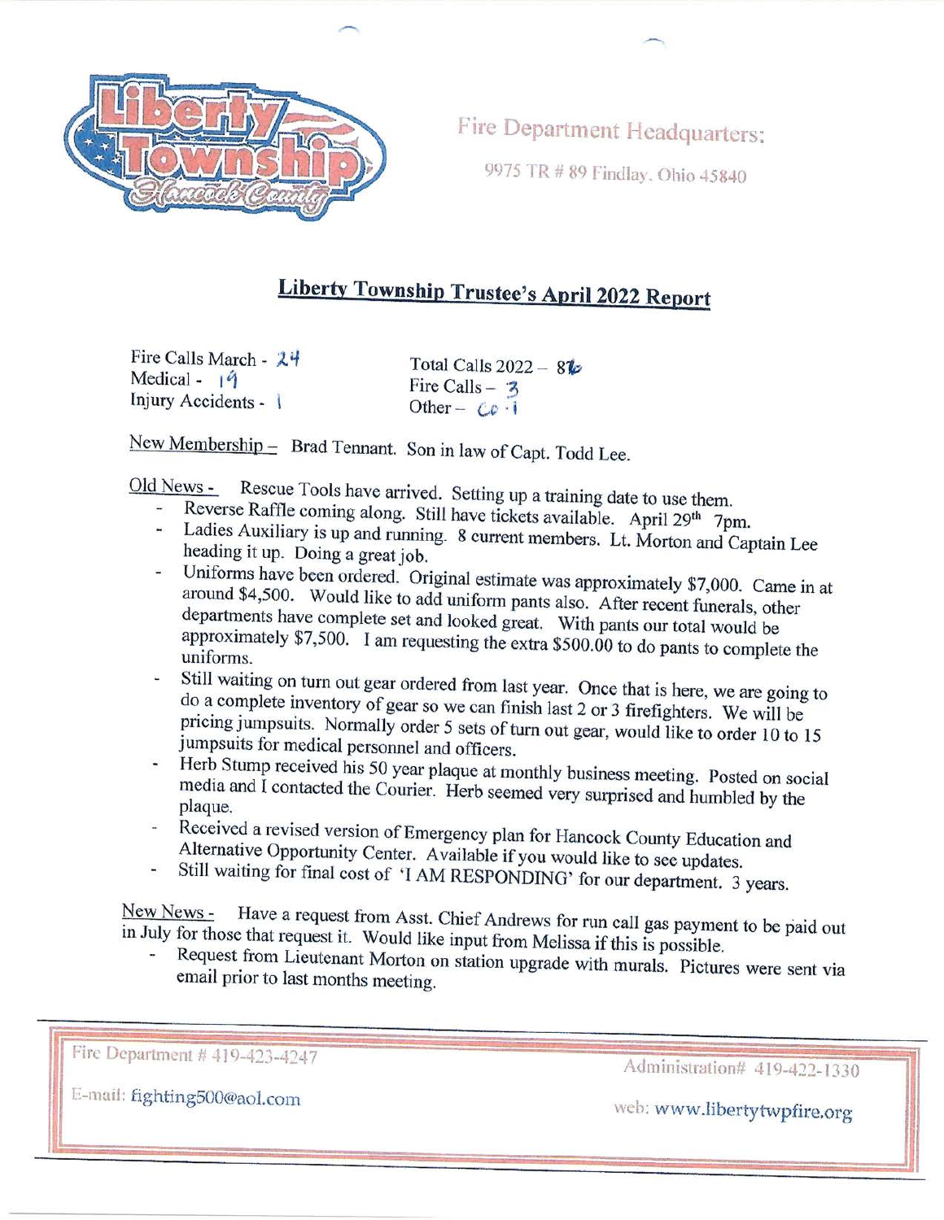Fire Department Headquarters:

9975 TR # 89 Findlay, Ohio 45840

## Liberty Township Trustee's April 2022 Report

Fire Calls March - 24
Medical - 19
Injury Accidents - 1

Total Calls 2022 – 86
Fire Calls – 3
Other – CO - 1

New Membership – Brad Tennant. Son in law of Capt. Todd Lee.

Old News - Rescue Tools have arrived. Setting up a training date to use them.

- Reverse Raffle coming along. Still have tickets available. April 29th 7pm.
- Ladies Auxiliary is up and running. 8 current members. Lt. Morton and Captain Lee heading it up. Doing a great job.
- Uniforms have been ordered. Original estimate was approximately $7,000. Came in at around $4,500. Would like to add uniform pants also. After recent funerals, other departments have complete set and looked great. With pants our total would be approximately $7,500. I am requesting the extra $500.00 to do pants to complete the uniforms.
- Still waiting on turn out gear ordered from last year. Once that is here, we are going to do a complete inventory of gear so we can finish last 2 or 3 firefighters. We will be pricing jumpsuits. Normally order 5 sets of turn out gear, would like to order 10 to 15 jumpsuits for medical personnel and officers.
- Herb Stump received his 50 year plaque at monthly business meeting. Posted on social media and I contacted the Courier. Herb seemed very surprised and humbled by the plaque.
- Received a revised version of Emergency plan for Hancock County Education and Alternative Opportunity Center. Available if you would like to see updates.
- Still waiting for final cost of 'I AM RESPONDING' for our department. 3 years.

New News - Have a request from Asst. Chief Andrews for run call gas payment to be paid out in July for those that request it. Would like input from Melissa if this is possible.

- Request from Lieutenant Morton on station upgrade with murals. Pictures were sent via email prior to last months meeting.

Fire Department # 419-423-4247
E-mail: fighting500@aol.com

Administration# 419-422-1330
web: www.libertytwpfire.org